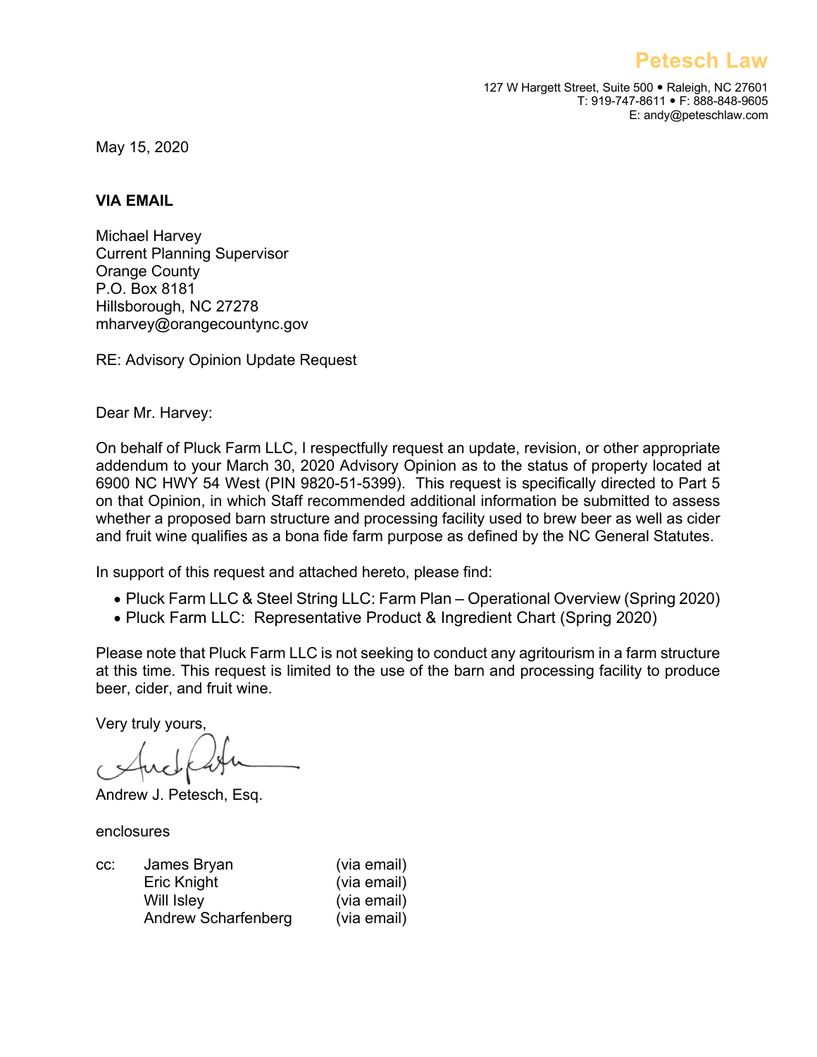# Petesch Law

127 W Hargett Street, Suite 500 • Raleigh, NC 27601
T: 919-747-8611 • F: 888-848-9605
E: andy@peteschlaw.com

May 15, 2020

**VIA EMAIL**

Michael Harvey
Current Planning Supervisor
Orange County
P.O. Box 8181
Hillsborough, NC 27278
mharvey@orangecountync.gov

RE: Advisory Opinion Update Request

Dear Mr. Harvey:

On behalf of Pluck Farm LLC, I respectfully request an update, revision, or other appropriate addendum to your March 30, 2020 Advisory Opinion as to the status of property located at 6900 NC HWY 54 West (PIN 9820-51-5399). This request is specifically directed to Part 5 on that Opinion, in which Staff recommended additional information be submitted to assess whether a proposed barn structure and processing facility used to brew beer as well as cider and fruit wine qualifies as a bona fide farm purpose as defined by the NC General Statutes.

In support of this request and attached hereto, please find:

- Pluck Farm LLC & Steel String LLC: Farm Plan – Operational Overview (Spring 2020)
- Pluck Farm LLC: Representative Product & Ingredient Chart (Spring 2020)

Please note that Pluck Farm LLC is not seeking to conduct any agritourism in a farm structure at this time. This request is limited to the use of the barn and processing facility to produce beer, cider, and fruit wine.

Very truly yours,

Andrew J. Petesch, Esq.

enclosures

| cc: | James Bryan | (via email) |
|---|---|---|
| | Eric Knight | (via email) |
| | Will Isley | (via email) |
| | Andrew Scharfenberg | (via email) |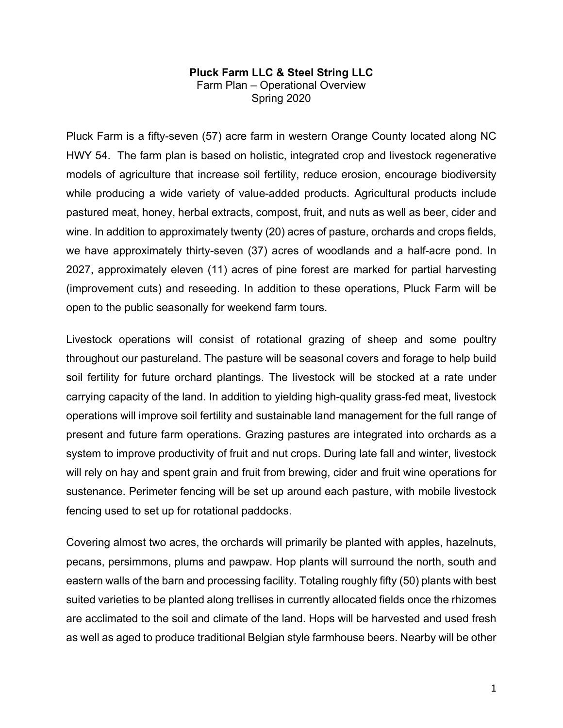**Pluck Farm LLC & Steel String LLC**
Farm Plan – Operational Overview
Spring 2020

Pluck Farm is a fifty-seven (57) acre farm in western Orange County located along NC HWY 54. The farm plan is based on holistic, integrated crop and livestock regenerative models of agriculture that increase soil fertility, reduce erosion, encourage biodiversity while producing a wide variety of value-added products. Agricultural products include pastured meat, honey, herbal extracts, compost, fruit, and nuts as well as beer, cider and wine. In addition to approximately twenty (20) acres of pasture, orchards and crops fields, we have approximately thirty-seven (37) acres of woodlands and a half-acre pond. In 2027, approximately eleven (11) acres of pine forest are marked for partial harvesting (improvement cuts) and reseeding. In addition to these operations, Pluck Farm will be open to the public seasonally for weekend farm tours.

Livestock operations will consist of rotational grazing of sheep and some poultry throughout our pastureland. The pasture will be seasonal covers and forage to help build soil fertility for future orchard plantings. The livestock will be stocked at a rate under carrying capacity of the land. In addition to yielding high-quality grass-fed meat, livestock operations will improve soil fertility and sustainable land management for the full range of present and future farm operations. Grazing pastures are integrated into orchards as a system to improve productivity of fruit and nut crops. During late fall and winter, livestock will rely on hay and spent grain and fruit from brewing, cider and fruit wine operations for sustenance. Perimeter fencing will be set up around each pasture, with mobile livestock fencing used to set up for rotational paddocks.

Covering almost two acres, the orchards will primarily be planted with apples, hazelnuts, pecans, persimmons, plums and pawpaw. Hop plants will surround the north, south and eastern walls of the barn and processing facility. Totaling roughly fifty (50) plants with best suited varieties to be planted along trellises in currently allocated fields once the rhizomes are acclimated to the soil and climate of the land. Hops will be harvested and used fresh as well as aged to produce traditional Belgian style farmhouse beers. Nearby will be other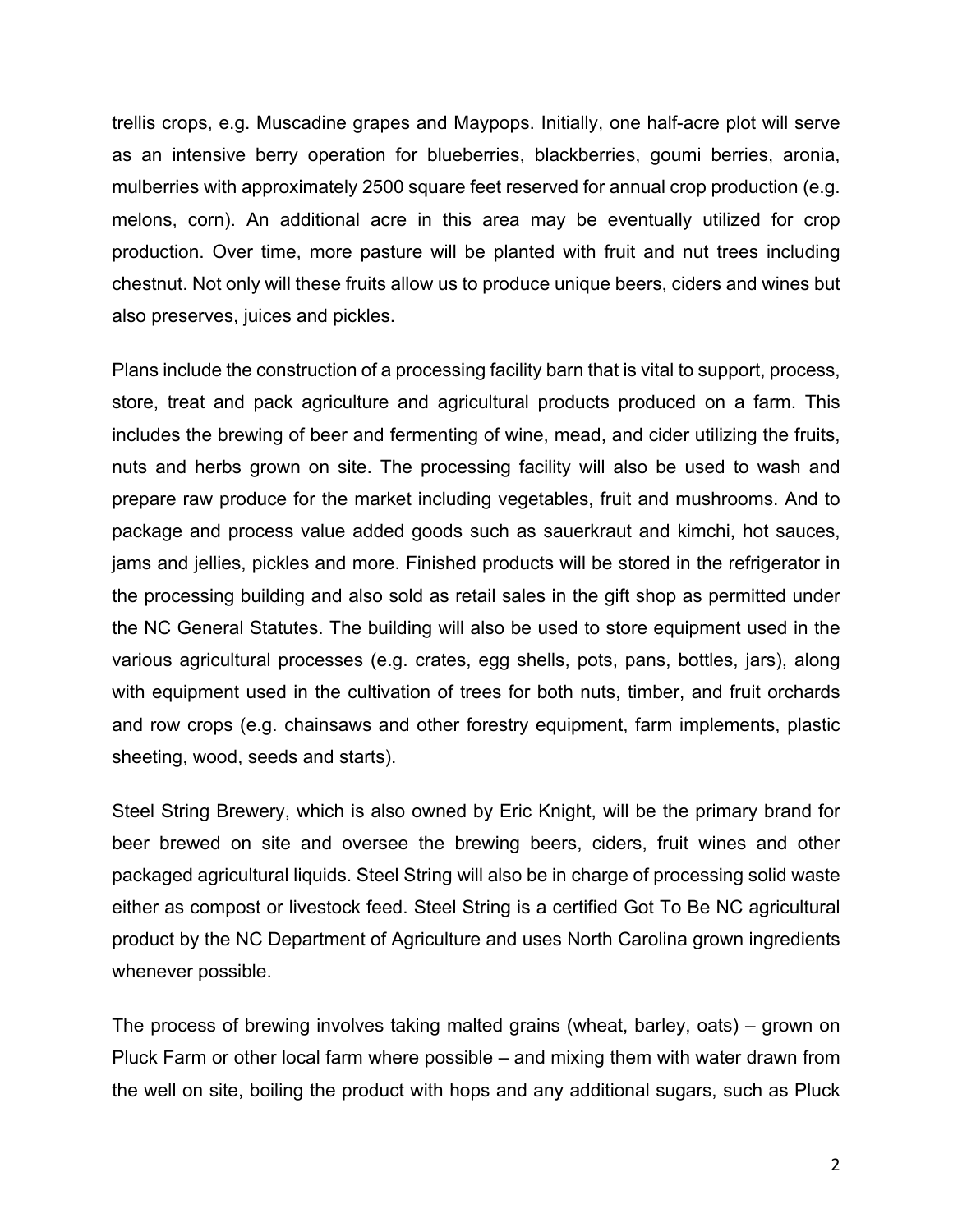trellis crops, e.g. Muscadine grapes and Maypops. Initially, one half-acre plot will serve as an intensive berry operation for blueberries, blackberries, goumi berries, aronia, mulberries with approximately 2500 square feet reserved for annual crop production (e.g. melons, corn). An additional acre in this area may be eventually utilized for crop production. Over time, more pasture will be planted with fruit and nut trees including chestnut. Not only will these fruits allow us to produce unique beers, ciders and wines but also preserves, juices and pickles.

Plans include the construction of a processing facility barn that is vital to support, process, store, treat and pack agriculture and agricultural products produced on a farm. This includes the brewing of beer and fermenting of wine, mead, and cider utilizing the fruits, nuts and herbs grown on site. The processing facility will also be used to wash and prepare raw produce for the market including vegetables, fruit and mushrooms. And to package and process value added goods such as sauerkraut and kimchi, hot sauces, jams and jellies, pickles and more. Finished products will be stored in the refrigerator in the processing building and also sold as retail sales in the gift shop as permitted under the NC General Statutes. The building will also be used to store equipment used in the various agricultural processes (e.g. crates, egg shells, pots, pans, bottles, jars), along with equipment used in the cultivation of trees for both nuts, timber, and fruit orchards and row crops (e.g. chainsaws and other forestry equipment, farm implements, plastic sheeting, wood, seeds and starts).

Steel String Brewery, which is also owned by Eric Knight, will be the primary brand for beer brewed on site and oversee the brewing beers, ciders, fruit wines and other packaged agricultural liquids. Steel String will also be in charge of processing solid waste either as compost or livestock feed. Steel String is a certified Got To Be NC agricultural product by the NC Department of Agriculture and uses North Carolina grown ingredients whenever possible.

The process of brewing involves taking malted grains (wheat, barley, oats) – grown on Pluck Farm or other local farm where possible – and mixing them with water drawn from the well on site, boiling the product with hops and any additional sugars, such as Pluck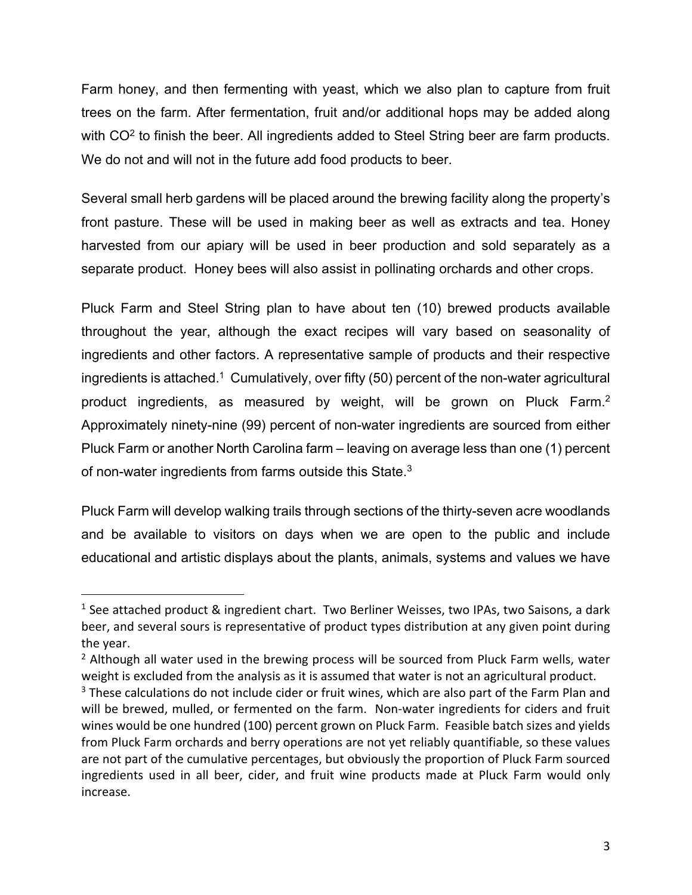Farm honey, and then fermenting with yeast, which we also plan to capture from fruit trees on the farm. After fermentation, fruit and/or additional hops may be added along with $CO^2$ to finish the beer. All ingredients added to Steel String beer are farm products. We do not and will not in the future add food products to beer.

Several small herb gardens will be placed around the brewing facility along the property's front pasture. These will be used in making beer as well as extracts and tea. Honey harvested from our apiary will be used in beer production and sold separately as a separate product. Honey bees will also assist in pollinating orchards and other crops.

Pluck Farm and Steel String plan to have about ten (10) brewed products available throughout the year, although the exact recipes will vary based on seasonality of ingredients and other factors. A representative sample of products and their respective ingredients is attached.[1] Cumulatively, over fifty (50) percent of the non-water agricultural product ingredients, as measured by weight, will be grown on Pluck Farm.[2] Approximately ninety-nine (99) percent of non-water ingredients are sourced from either Pluck Farm or another North Carolina farm – leaving on average less than one (1) percent of non-water ingredients from farms outside this State.[3]

Pluck Farm will develop walking trails through sections of the thirty-seven acre woodlands and be available to visitors on days when we are open to the public and include educational and artistic displays about the plants, animals, systems and values we have

---

[1] See attached product & ingredient chart. Two Berliner Weisses, two IPAs, two Saisons, a dark beer, and several sours is representative of product types distribution at any given point during the year.

[2] Although all water used in the brewing process will be sourced from Pluck Farm wells, water weight is excluded from the analysis as it is assumed that water is not an agricultural product.

[3] These calculations do not include cider or fruit wines, which are also part of the Farm Plan and will be brewed, mulled, or fermented on the farm. Non-water ingredients for ciders and fruit wines would be one hundred (100) percent grown on Pluck Farm. Feasible batch sizes and yields from Pluck Farm orchards and berry operations are not yet reliably quantifiable, so these values are not part of the cumulative percentages, but obviously the proportion of Pluck Farm sourced ingredients used in all beer, cider, and fruit wine products made at Pluck Farm would only increase.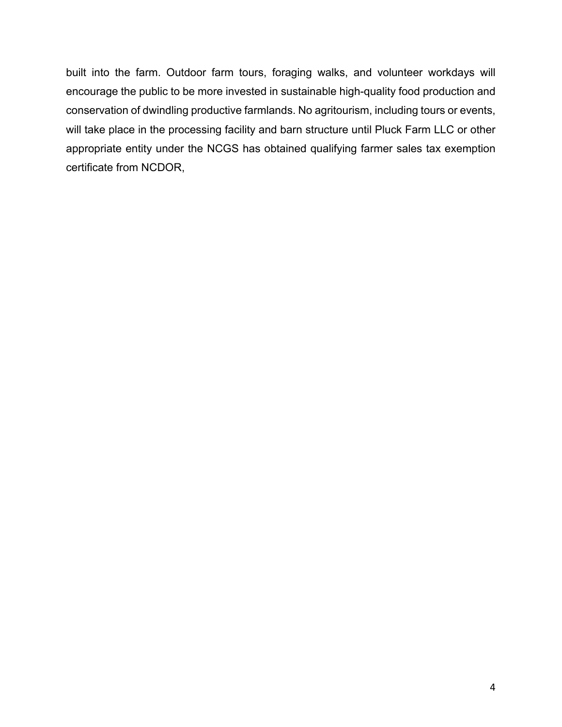built into the farm. Outdoor farm tours, foraging walks, and volunteer workdays will encourage the public to be more invested in sustainable high-quality food production and conservation of dwindling productive farmlands. No agritourism, including tours or events, will take place in the processing facility and barn structure until Pluck Farm LLC or other appropriate entity under the NCGS has obtained qualifying farmer sales tax exemption certificate from NCDOR,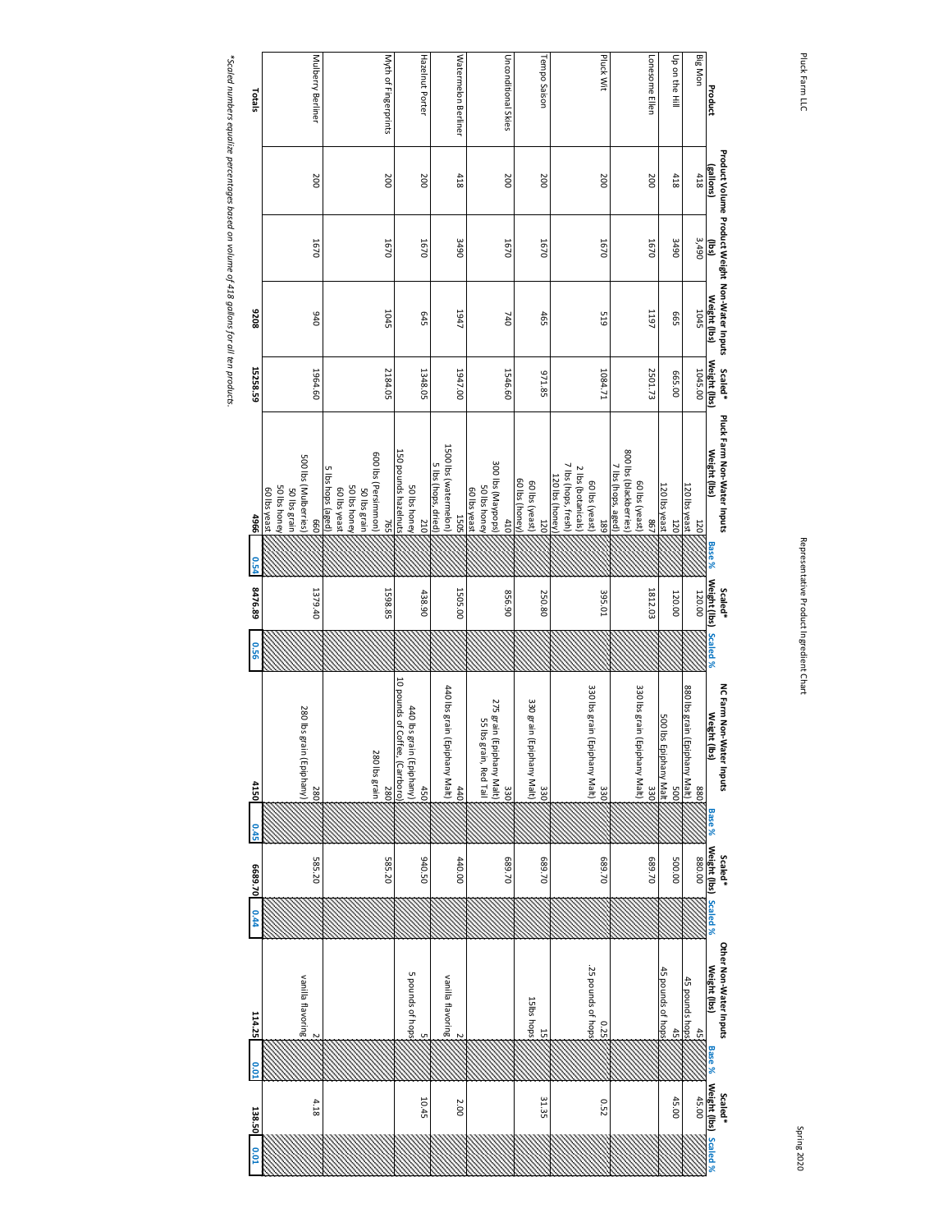# Representative Product Ingredient Chart

| Product | Product Volume (gallons) | Product Weight (lbs) | Non-Water Inputs Weight (lbs) | Scaled* Weight (lbs) | Pluck Farm Non-Water Inputs Weight (lbs) | | Base % | Scaled* Weight (lbs) | Scaled % | NC Farm Non-Water Inputs Weight (lbs) | | Base % | Scaled* Weight (lbs) | Scaled % | Other Non-Water Inputs Weight (lbs) | | Base % | Scaled* Weight (lbs) | Scaled % |
|---|---|---|---|---|---|---|---|---|---|---|---|---|---|---|---|---|---|---|---|
| Big Mon | 418 | 3,490 | 1045 | 1045.00 | 120 lbs yeast | 120 | | 120.00 | | 880 lbs grain (Epiphany Malt) | 880 | | 880.00 | | 45 pounds hops | 45 | | 45.00 | |
| Up on the Hill | 418 | 3490 | 665 | 665.00 | 120 lbs yeast | 120 | | 120.00 | | 500 lbs Epiphany Malt | 500 | | 500.00 | | 45 pounds of hops | 45 | | 45.00 | |
| Lonesome Ellen | 200 | 1670 | 1197 | 2501.73 | 60 lbs (yeast)<br>800 lbs (blackberries)<br>7 lbs (hops, aged) | 867 | | 1812.03 | | 330 lbs grain (Epiphany Malt) | 330 | | 689.70 | | | | | | |
| Pluck Wit | 200 | 1670 | 519 | 1084.71 | 60 lbs (yeast)<br>2 lbs (botanicals)<br>7 lbs (hops, fresh)<br>120 lbs (honey) | 189 | | 395.01 | | 330 lbs grain (Epiphany Malt) | 330 | | 689.70 | | .25 pounds of hops | 0.25 | | 0.52 | |
| Tempo Saison | 200 | 1670 | 465 | 971.85 | 60 lbs (yeast)<br>60 lbs (honey) | 120 | | 250.80 | | 330 grain (Epiphany Malt) | 330 | | 689.70 | | 15lbs hops | 15 | | 31.35 | |
| Unconditional Skies | 200 | 1670 | 740 | 1546.60 | 300 lbs (Maypops)<br>50 lbs honey<br>60 lbs yeast | 410 | | 856.90 | | 275 grain (Epiphany Malt)<br>55 lbs grain, Red Tail | 330 | | 689.70 | | | | | | |
| Watermelon Berliner | 418 | 3490 | 1947 | 1947.00 | 1500 lbs (watermelon)<br>5 lbs (hops, dried) | 1505 | | 1505.00 | | 440 lbs grain (Epiphany Malt) | 440 | | 440.00 | | vanilla flavoring | 2 | | 2.00 | |
| Hazelnut Porter | 200 | 1670 | 645 | 1348.05 | 50 lbs honey<br>150 pounds hazelnuts | 210 | | 438.90 | | 440 lbs grain (Epiphany)<br>10 pounds of Coffee, (Carrboro) | 450 | | 940.50 | | 5 pounds of hops | 5 | | 10.45 | |
| Myth of Fingerprints | 200 | 1670 | 1045 | 2184.05 | 600 lbs (Persimmon)<br>50 lbs grain<br>50 lbs honey<br>60 lbs yeast<br>5 lbs hops (aged) | 765 | | 1598.85 | | 280 lbs grain | 280 | | 585.20 | | | | | | |
| Mulberry Berliner | 200 | 1670 | 940 | 1964.60 | 500 lbs (Mulberries)<br>50 lbs grain<br>50 lbs honey<br>60 lbs yeast | 660 | | 1379.40 | | 280 lbs grain (Epiphany) | 280 | | 585.20 | | vanilla flavoring | 2 | | 4.18 | |
| Totals | | | 9208 | 15258.59 | | 4966 | 0.54 | 8476.89 | 0.56 | | 4150 | 0.45 | 6689.70 | 0.44 | | 114.25 | 0.01 | 138.50 | 0.01 |

*Scaled numbers equalize percentages based on volume of 418 gallons for all ten products.*